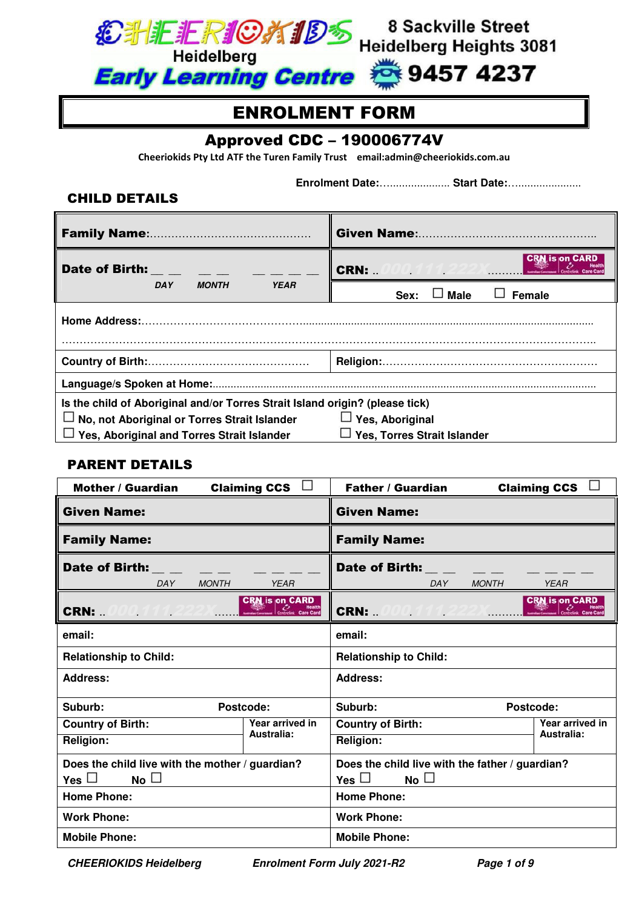# CHEERIOKIDS Heidelberg Early Learning Centre

8 Sackville Street
Heidelberg Heights 3081
9457 4237

## ENROLMENT FORM

### Approved CDC – 190006774V

**Cheeriokids Pty Ltd ATF the Turen Family Trust email:admin@cheeriokids.com.au**

**Enrolment Date:**…………………. **Start Date:**…………………..

### CHILD DETAILS

| | |
|---|---|
| **Family Name:**……………………………………… | **Given Name:**………………………………………….. |
| **Date of Birth:** __ __ / __ __ / __ __ __ __ (DAY / MONTH / YEAR) | **CRN:** .. 000 . 111 . 222X ………. (CRN is on CARD) |
| | **Sex:** ☐ Male ☐ Female |
| **Home Address:**…………………………………………………………………………………………………………… | |
| **Country of Birth:**……………………………………… | **Religion:**…………………………………………………… |
| **Language/s Spoken at Home:**……………………………………………………………………………………………… | |

**Is the child of Aboriginal and/or Torres Strait Island origin? (please tick)**

☐ No, not Aboriginal or Torres Strait Islander
☐ Yes, Aboriginal
☐ Yes, Aboriginal and Torres Strait Islander
☐ Yes, Torres Strait Islander

### PARENT DETAILS

| **Mother / Guardian** Claiming CCS ☐ | | **Father / Guardian** Claiming CCS ☐ | |
|---|---|---|---|
| **Given Name:** | | **Given Name:** | |
| **Family Name:** | | **Family Name:** | |
| **Date of Birth:** __ __ / __ __ / __ __ __ __ (DAY / MONTH / YEAR) | | **Date of Birth:** __ __ / __ __ / __ __ __ __ (DAY / MONTH / YEAR) | |
| **CRN:** .. 000 . 111 . 222X ……. (CRN is on CARD) | | **CRN:** .. 000 . 111 . 222X ………. (CRN is on CARD) | |
| email: | | email: | |
| Relationship to Child: | | Relationship to Child: | |
| Address: | | Address: | |
| Suburb: | Postcode: | Suburb: | Postcode: |
| Country of Birth: | Year arrived in Australia: | Country of Birth: | Year arrived in Australia: |
| Religion: | | Religion: | |
| Does the child live with the mother / guardian? Yes ☐ No ☐ | | Does the child live with the father / guardian? Yes ☐ No ☐ | |
| Home Phone: | | Home Phone: | |
| Work Phone: | | Work Phone: | |
| Mobile Phone: | | Mobile Phone: | |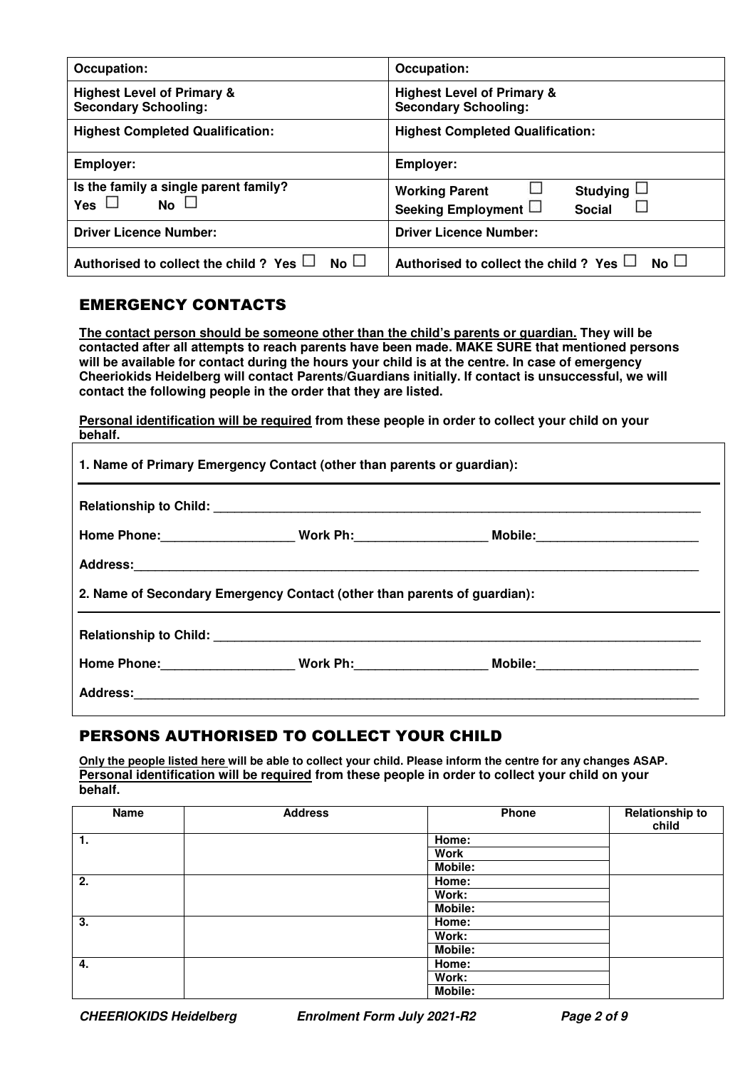| **Occupation:** | **Occupation:** |
| --- | --- |
| **Highest Level of Primary & Secondary Schooling:** | **Highest Level of Primary & Secondary Schooling:** |
| **Highest Completed Qualification:** | **Highest Completed Qualification:** |
| **Employer:** | **Employer:** |
| **Is the family a single parent family?** **Yes** ☐ **No** ☐ | **Working Parent** ☐ **Studying** ☐ **Seeking Employment** ☐ **Social** ☐ |
| **Driver Licence Number:** | **Driver Licence Number:** |
| **Authorised to collect the child ? Yes** ☐ **No** ☐ | **Authorised to collect the child ? Yes** ☐ **No** ☐ |

## EMERGENCY CONTACTS

**The contact person should be someone other than the child's parents or guardian. They will be contacted after all attempts to reach parents have been made. MAKE SURE that mentioned persons will be available for contact during the hours your child is at the centre. In case of emergency Cheeriokids Heidelberg will contact Parents/Guardians initially. If contact is unsuccessful, we will contact the following people in the order that they are listed.**

**Personal identification will be required from these people in order to collect your child on your behalf.**

**1. Name of Primary Emergency Contact (other than parents or guardian):**

**Relationship to Child:** ______________________________________________________________________

**Home Phone:**___________________ **Work Ph:**___________________ **Mobile:**_______________________

**Address:**________________________________________________________________________________

**2. Name of Secondary Emergency Contact (other than parents of guardian):**

**Relationship to Child:** ______________________________________________________________________

**Home Phone:**___________________ **Work Ph:**___________________ **Mobile:**_______________________

**Address:**________________________________________________________________________________

## PERSONS AUTHORISED TO COLLECT YOUR CHILD

**Only the people listed here will be able to collect your child. Please inform the centre for any changes ASAP. Personal identification will be required from these people in order to collect your child on your behalf.**

| Name | Address | Phone | Relationship to child |
| --- | --- | --- | --- |
| 1. | | Home: | |
| | | Work | |
| | | Mobile: | |
| 2. | | Home: | |
| | | Work: | |
| | | Mobile: | |
| 3. | | Home: | |
| | | Work: | |
| | | Mobile: | |
| 4. | | Home: | |
| | | Work: | |
| | | Mobile: | |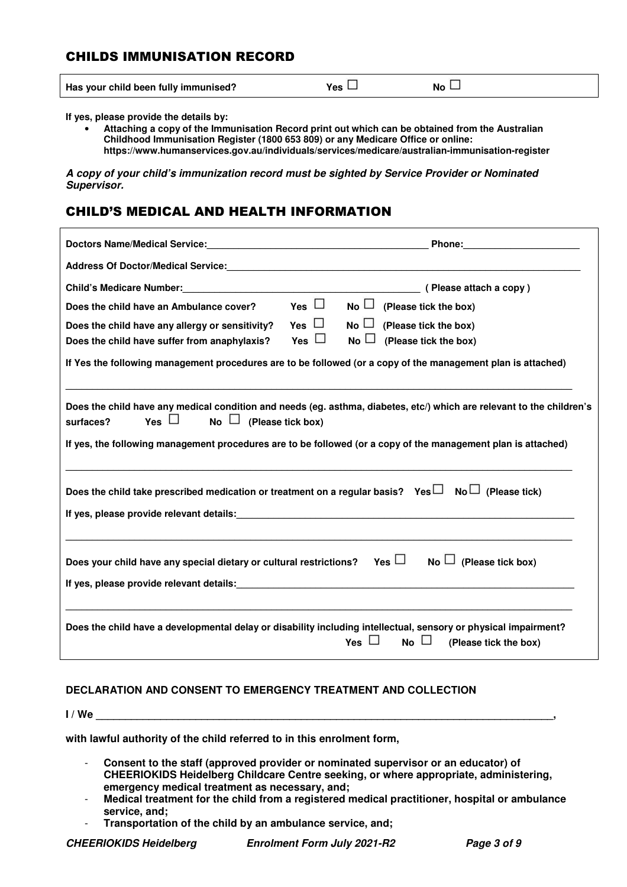## CHILDS IMMUNISATION RECORD

**Has your child been fully immunised?** **Yes** ☐ **No** ☐

**If yes, please provide the details by:**

- **Attaching a copy of the Immunisation Record print out which can be obtained from the Australian Childhood Immunisation Register (1800 653 809) or any Medicare Office or online: https://www.humanservices.gov.au/individuals/services/medicare/australian-immunisation-register**

***A copy of your child's immunization record must be sighted by Service Provider or Nominated Supervisor.***

## CHILD'S MEDICAL AND HEALTH INFORMATION

**Doctors Name/Medical Service:**_______________________________________ **Phone:**_____________________

**Address Of Doctor/Medical Service:**__________________________________________________________________

**Child's Medicare Number:**___________________________________________ **( Please attach a copy )**

**Does the child have an Ambulance cover?** **Yes** ☐ **No** ☐ **(Please tick the box)**

**Does the child have any allergy or sensitivity?** **Yes** ☐ **No** ☐ **(Please tick the box)**

**Does the child have suffer from anaphylaxis?** **Yes** ☐ **No** ☐ **(Please tick the box)**

**If Yes the following management procedures are to be followed (or a copy of the management plan is attached)**

_____________________________________________________________________________________________

**Does the child have any medical condition and needs (eg. asthma, diabetes, etc/) which are relevant to the children's surfaces?** **Yes** ☐ **No** ☐ **(Please tick box)**

**If yes, the following management procedures are to be followed (or a copy of the management plan is attached)**

_____________________________________________________________________________________________

**Does the child take prescribed medication or treatment on a regular basis?** **Yes**☐ **No**☐ **(Please tick)**

**If yes, please provide relevant details:**_______________________________________________________________

_____________________________________________________________________________________________

**Does your child have any special dietary or cultural restrictions?** **Yes** ☐ **No** ☐ **(Please tick box)**

**If yes, please provide relevant details:**_______________________________________________________________

_____________________________________________________________________________________________

**Does the child have a developmental delay or disability including intellectual, sensory or physical impairment?**
**Yes** ☐ **No** ☐ **(Please tick the box)**

### DECLARATION AND CONSENT TO EMERGENCY TREATMENT AND COLLECTION

**I / We** _______________________________________________________________________________,

**with lawful authority of the child referred to in this enrolment form,**

- **Consent to the staff (approved provider or nominated supervisor or an educator) of CHEERIOKIDS Heidelberg Childcare Centre seeking, or where appropriate, administering, emergency medical treatment as necessary, and;**
- **Medical treatment for the child from a registered medical practitioner, hospital or ambulance service, and;**
- **Transportation of the child by an ambulance service, and;**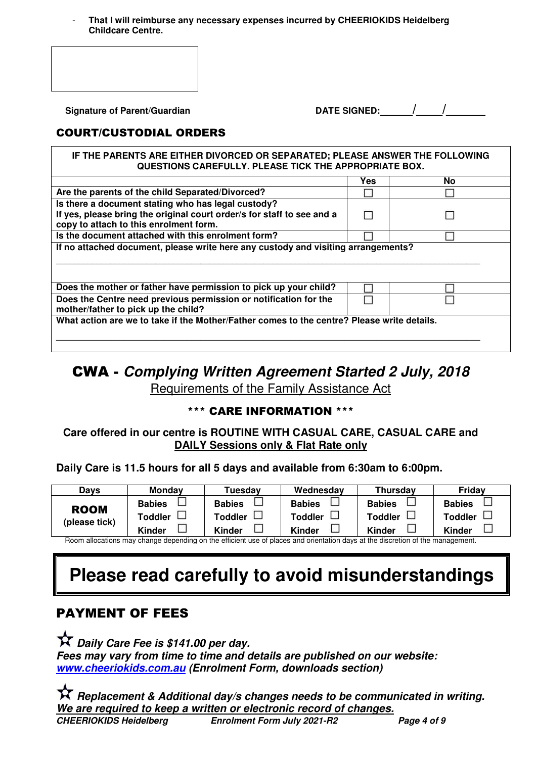- **That I will reimburse any necessary expenses incurred by CHEERIOKIDS Heidelberg Childcare Centre.**

**Signature of Parent/Guardian**

**DATE SIGNED:______/_____/_______**

## COURT/CUSTODIAL ORDERS

**IF THE PARENTS ARE EITHER DIVORCED OR SEPARATED; PLEASE ANSWER THE FOLLOWING QUESTIONS CAREFULLY. PLEASE TICK THE APPROPRIATE BOX.**

| | Yes | No |
|---|---|---|
| **Are the parents of the child Separated/Divorced?** | ☐ | ☐ |
| **Is there a document stating who has legal custody?** **If yes, please bring the original court order/s for staff to see and a copy to attach to this enrolment form.** | ☐ | ☐ |
| **Is the document attached with this enrolment form?** | ☐ | ☐ |
| **If no attached document, please write here any custody and visiting arrangements?** ________________________________ | | |
| **Does the mother or father have permission to pick up your child?** | ☐ | ☐ |
| **Does the Centre need previous permission or notification for the mother/father to pick up the child?** | ☐ | ☐ |
| **What action are we to take if the Mother/Father comes to the centre? Please write details.** ________________________________ | | |

# CWA - *Complying Written Agreement Started 2 July, 2018*

Requirements of the Family Assistance Act

### \*\*\* CARE INFORMATION \*\*\*

**Care offered in our centre is ROUTINE WITH CASUAL CARE, CASUAL CARE and DAILY Sessions only & Flat Rate only**

**Daily Care is 11.5 hours for all 5 days and available from 6:30am to 6:00pm.**

| Days | Monday | Tuesday | Wednesday | Thursday | Friday |
|---|---|---|---|---|---|
| **ROOM** (please tick) | **Babies** ☐ **Toddler** ☐ **Kinder** ☐ | **Babies** ☐ **Toddler** ☐ **Kinder** ☐ | **Babies** ☐ **Toddler** ☐ **Kinder** ☐ | **Babies** ☐ **Toddler** ☐ **Kinder** ☐ | **Babies** ☐ **Toddler** ☐ **Kinder** ☐ |

Room allocations may change depending on the efficient use of places and orientation days at the discretion of the management.

# Please read carefully to avoid misunderstandings

## PAYMENT OF FEES

☆ ***Daily Care Fee is $141.00 per day.***
***Fees may vary from time to time and details are published on our website: www.cheeriokids.com.au (Enrolment Form, downloads section)***

☆ ***Replacement & Additional day/s changes needs to be communicated in writing. We are required to keep a written or electronic record of changes.***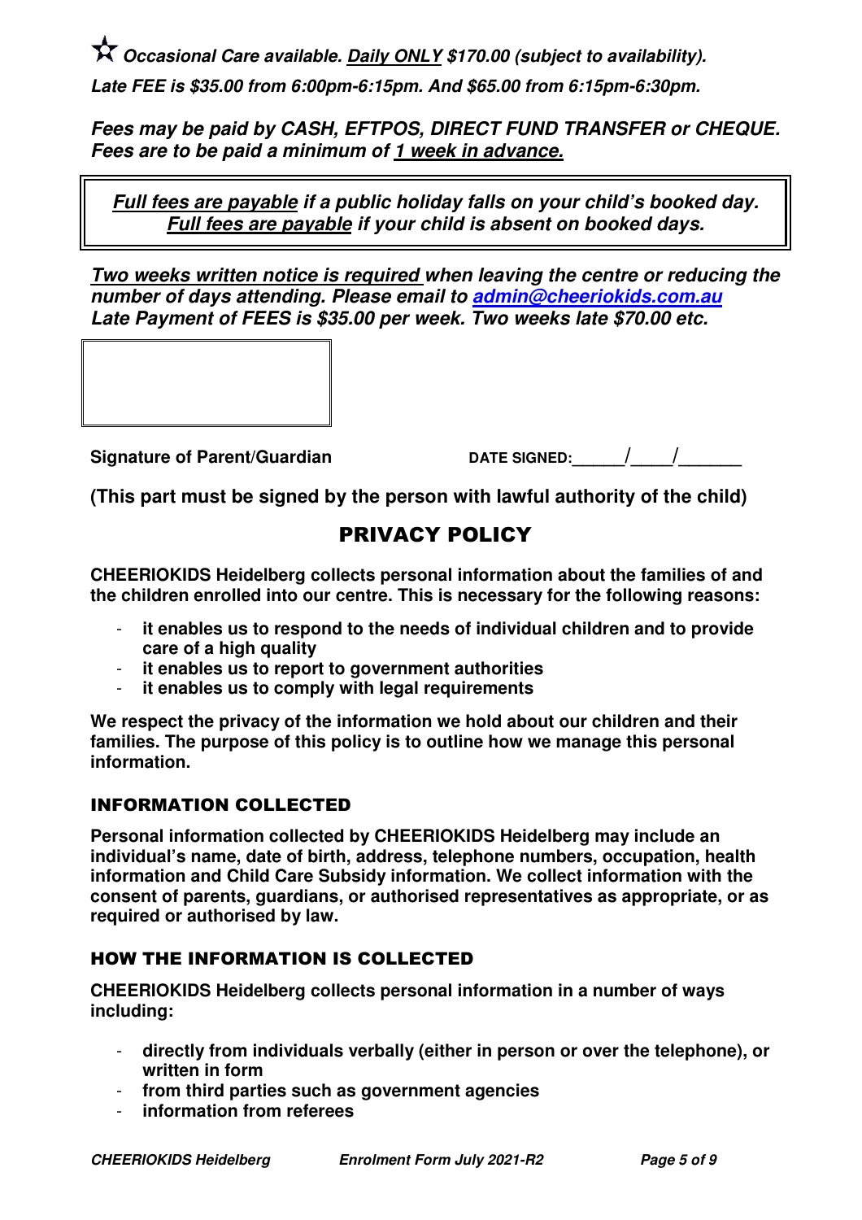☆ ***Occasional Care available. <u>Daily ONLY</u> $170.00 (subject to availability).***

***Late FEE is $35.00 from 6:00pm-6:15pm. And $65.00 from 6:15pm-6:30pm.***

***Fees may be paid by CASH, EFTPOS, DIRECT FUND TRANSFER or CHEQUE. Fees are to be paid a minimum of <u>1 week in advance.</u>***

***<u>Full fees are payable</u> if a public holiday falls on your child's booked day. <u>Full fees are payable</u> if your child is absent on booked days.***

***<u>Two weeks written notice is required</u> when leaving the centre or reducing the number of days attending. Please email to [admin@cheeriokids.com.au](mailto:admin@cheeriokids.com.au)***
***Late Payment of FEES is $35.00 per week. Two weeks late $70.00 etc.***

**Signature of Parent/Guardian** &nbsp;&nbsp;&nbsp;&nbsp;&nbsp;&nbsp;&nbsp;&nbsp; **DATE SIGNED:\_\_\_\_\_\_/\_\_\_\_\_/\_\_\_\_\_\_\_**

**(This part must be signed by the person with lawful authority of the child)**

## PRIVACY POLICY

**CHEERIOKIDS Heidelberg collects personal information about the families of and the children enrolled into our centre. This is necessary for the following reasons:**

- **it enables us to respond to the needs of individual children and to provide care of a high quality**
- **it enables us to report to government authorities**
- **it enables us to comply with legal requirements**

**We respect the privacy of the information we hold about our children and their families. The purpose of this policy is to outline how we manage this personal information.**

### INFORMATION COLLECTED

**Personal information collected by CHEERIOKIDS Heidelberg may include an individual's name, date of birth, address, telephone numbers, occupation, health information and Child Care Subsidy information. We collect information with the consent of parents, guardians, or authorised representatives as appropriate, or as required or authorised by law.**

### HOW THE INFORMATION IS COLLECTED

**CHEERIOKIDS Heidelberg collects personal information in a number of ways including:**

- **directly from individuals verbally (either in person or over the telephone), or written in form**
- **from third parties such as government agencies**
- **information from referees**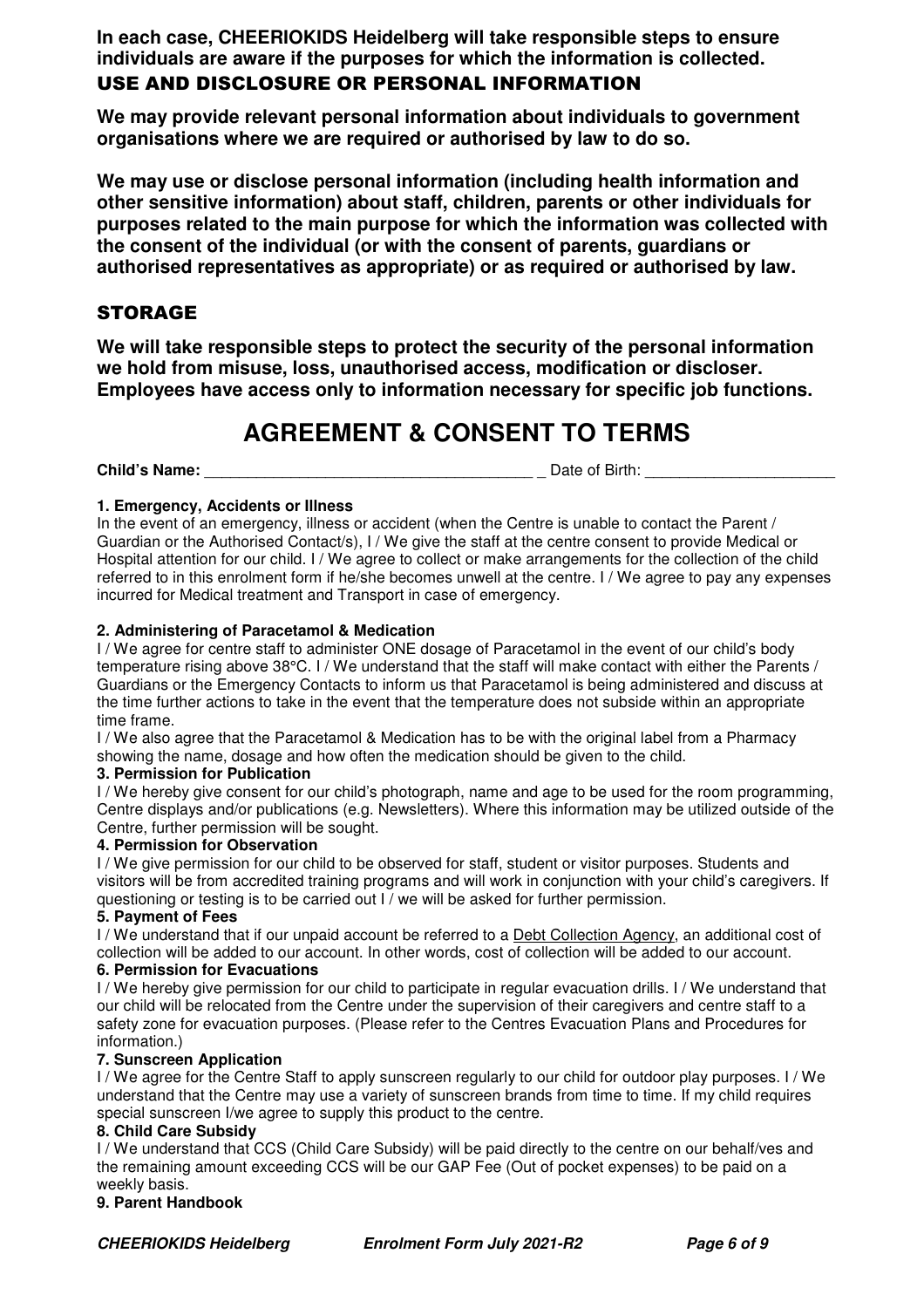**In each case, CHEERIOKIDS Heidelberg will take responsible steps to ensure individuals are aware if the purposes for which the information is collected.**

## USE AND DISCLOSURE OR PERSONAL INFORMATION

**We may provide relevant personal information about individuals to government organisations where we are required or authorised by law to do so.**

**We may use or disclose personal information (including health information and other sensitive information) about staff, children, parents or other individuals for purposes related to the main purpose for which the information was collected with the consent of the individual (or with the consent of parents, guardians or authorised representatives as appropriate) or as required or authorised by law.**

## STORAGE

**We will take responsible steps to protect the security of the personal information we hold from misuse, loss, unauthorised access, modification or discloser. Employees have access only to information necessary for specific job functions.**

# AGREEMENT & CONSENT TO TERMS

**Child's Name:** ________________________________________ _ Date of Birth: ______________________

**1. Emergency, Accidents or Illness**

In the event of an emergency, illness or accident (when the Centre is unable to contact the Parent / Guardian or the Authorised Contact/s), I / We give the staff at the centre consent to provide Medical or Hospital attention for our child. I / We agree to collect or make arrangements for the collection of the child referred to in this enrolment form if he/she becomes unwell at the centre. I / We agree to pay any expenses incurred for Medical treatment and Transport in case of emergency.

**2. Administering of Paracetamol & Medication**

I / We agree for centre staff to administer ONE dosage of Paracetamol in the event of our child's body temperature rising above 38°C. I / We understand that the staff will make contact with either the Parents / Guardians or the Emergency Contacts to inform us that Paracetamol is being administered and discuss at the time further actions to take in the event that the temperature does not subside within an appropriate time frame.

I / We also agree that the Paracetamol & Medication has to be with the original label from a Pharmacy showing the name, dosage and how often the medication should be given to the child.

**3. Permission for Publication**

I / We hereby give consent for our child's photograph, name and age to be used for the room programming, Centre displays and/or publications (e.g. Newsletters). Where this information may be utilized outside of the Centre, further permission will be sought.

**4. Permission for Observation**

I / We give permission for our child to be observed for staff, student or visitor purposes. Students and visitors will be from accredited training programs and will work in conjunction with your child's caregivers. If questioning or testing is to be carried out I / we will be asked for further permission.

**5. Payment of Fees**

I / We understand that if our unpaid account be referred to a Debt Collection Agency, an additional cost of collection will be added to our account. In other words, cost of collection will be added to our account.

**6. Permission for Evacuations**

I / We hereby give permission for our child to participate in regular evacuation drills. I / We understand that our child will be relocated from the Centre under the supervision of their caregivers and centre staff to a safety zone for evacuation purposes. (Please refer to the Centres Evacuation Plans and Procedures for information.)

**7. Sunscreen Application**

I / We agree for the Centre Staff to apply sunscreen regularly to our child for outdoor play purposes. I / We understand that the Centre may use a variety of sunscreen brands from time to time. If my child requires special sunscreen I/we agree to supply this product to the centre.

**8. Child Care Subsidy**

I / We understand that CCS (Child Care Subsidy) will be paid directly to the centre on our behalf/ves and the remaining amount exceeding CCS will be our GAP Fee (Out of pocket expenses) to be paid on a weekly basis.

**9. Parent Handbook**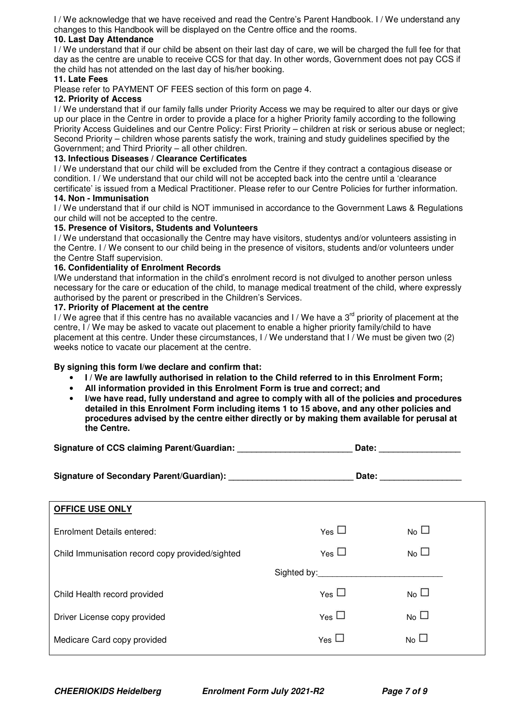I / We acknowledge that we have received and read the Centre's Parent Handbook. I / We understand any changes to this Handbook will be displayed on the Centre office and the rooms.

**10. Last Day Attendance**

I / We understand that if our child be absent on their last day of care, we will be charged the full fee for that day as the centre are unable to receive CCS for that day. In other words, Government does not pay CCS if the child has not attended on the last day of his/her booking.

**11. Late Fees**

Please refer to PAYMENT OF FEES section of this form on page 4.

**12. Priority of Access**

I / We understand that if our family falls under Priority Access we may be required to alter our days or give up our place in the Centre in order to provide a place for a higher Priority family according to the following Priority Access Guidelines and our Centre Policy: First Priority – children at risk or serious abuse or neglect; Second Priority – children whose parents satisfy the work, training and study guidelines specified by the Government; and Third Priority – all other children.

**13. Infectious Diseases / Clearance Certificates**

I / We understand that our child will be excluded from the Centre if they contract a contagious disease or condition. I / We understand that our child will not be accepted back into the centre until a 'clearance certificate' is issued from a Medical Practitioner. Please refer to our Centre Policies for further information.

**14. Non - Immunisation**

I / We understand that if our child is NOT immunised in accordance to the Government Laws & Regulations our child will not be accepted to the centre.

**15. Presence of Visitors, Students and Volunteers**

I / We understand that occasionally the Centre may have visitors, studentys and/or volunteers assisting in the Centre. I / We consent to our child being in the presence of visitors, students and/or volunteers under the Centre Staff supervision.

**16. Confidentiality of Enrolment Records**

I/We understand that information in the child's enrolment record is not divulged to another person unless necessary for the care or education of the child, to manage medical treatment of the child, where expressly authorised by the parent or prescribed in the Children's Services.

**17. Priority of Placement at the centre**

I / We agree that if this centre has no available vacancies and I / We have a 3rd priority of placement at the centre, I / We may be asked to vacate out placement to enable a higher priority family/child to have placement at this centre. Under these circumstances, I / We understand that I / We must be given two (2) weeks notice to vacate our placement at the centre.

**By signing this form I/we declare and confirm that:**

- **I / We are lawfully authorised in relation to the Child referred to in this Enrolment Form;**
- **All information provided in this Enrolment Form is true and correct; and**
- **I/we have read, fully understand and agree to comply with all of the policies and procedures detailed in this Enrolment Form including items 1 to 15 above, and any other policies and procedures advised by the centre either directly or by making them available for perusal at the Centre.**

**Signature of CCS claiming Parent/Guardian:** ________________________ **Date:** ________________

**Signature of Secondary Parent/Guardian):** __________________________ **Date:** ________________

| **OFFICE USE ONLY** | | |
|---|---|---|
| Enrolment Details entered: | Yes ☐ | No ☐ |
| Child Immunisation record copy provided/sighted | Yes ☐ | No ☐ |
| | Sighted by:_________________________ | |
| Child Health record provided | Yes ☐ | No ☐ |
| Driver License copy provided | Yes ☐ | No ☐ |
| Medicare Card copy provided | Yes ☐ | No ☐ |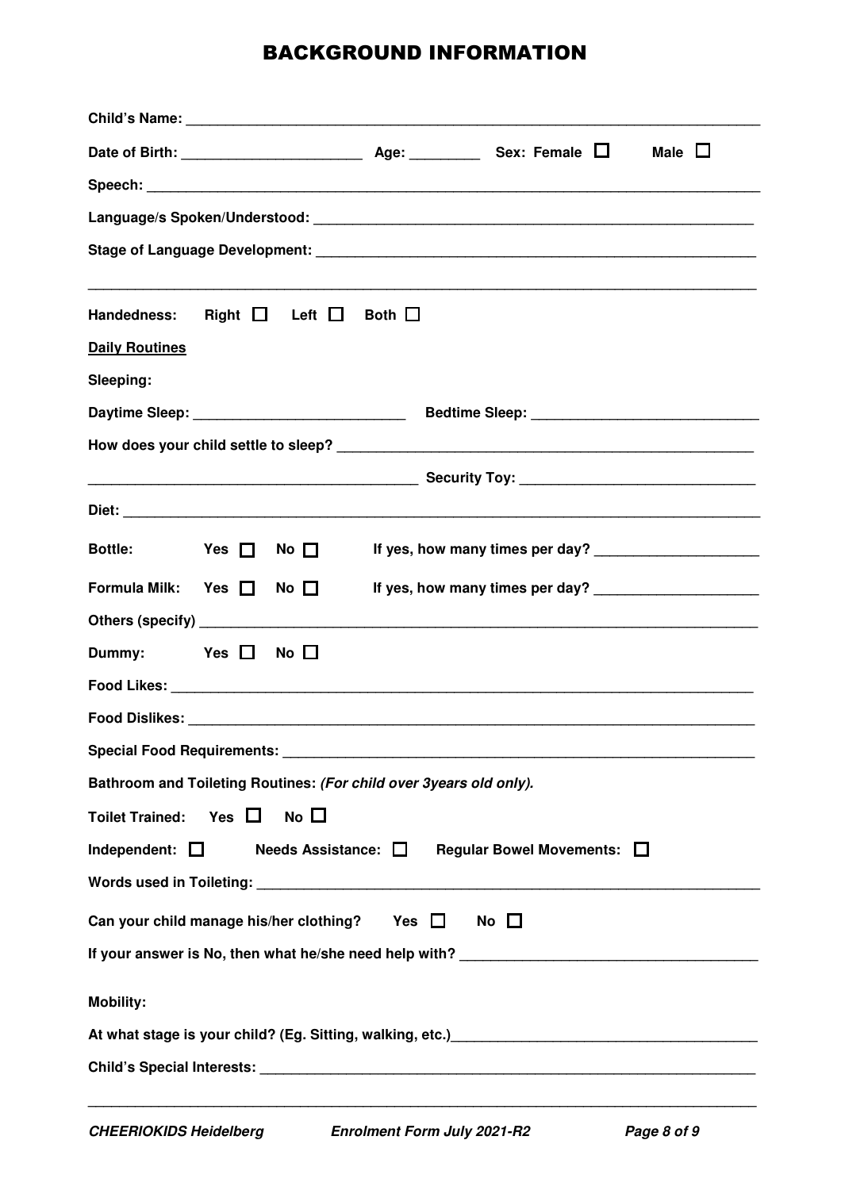# BACKGROUND INFORMATION

**Child's Name:** ___________________________________________________________________________

**Date of Birth:** ______________________ **Age:** _________ **Sex: Female** ☐ **Male** ☐

**Speech:** _______________________________________________________________________________

**Language/s Spoken/Understood:** _________________________________________________________

**Stage of Language Development:** ________________________________________________________

___________________________________________________________________________________

**Handedness:** **Right** ☐ **Left** ☐ **Both** ☐

**Daily Routines**

**Sleeping:**

**Daytime Sleep:** __________________________ **Bedtime Sleep:** ____________________________

**How does your child settle to sleep?** ____________________________________________________

__________________________________________ **Security Toy:** ______________________________

**Diet:** _________________________________________________________________________________

**Bottle:** **Yes** ☐ **No** ☐ **If yes, how many times per day?** ____________________

**Formula Milk:** **Yes** ☐ **No** ☐ **If yes, how many times per day?** ____________________

**Others (specify)** _______________________________________________________________________

**Dummy:** **Yes** ☐ **No** ☐

**Food Likes:** ___________________________________________________________________________

**Food Dislikes:** _________________________________________________________________________

**Special Food Requirements:** ______________________________________________________________

**Bathroom and Toileting Routines:** ***(For child over 3years old only).***

**Toilet Trained:** **Yes** ☐ **No** ☐

**Independent:** ☐ **Needs Assistance:** ☐ **Regular Bowel Movements:** ☐

**Words used in Toileting:** ________________________________________________________________

**Can your child manage his/her clothing?** **Yes** ☐ **No** ☐

**If your answer is No, then what he/she need help with?** _____________________________________

**Mobility:**

**At what stage is your child? (Eg. Sitting, walking, etc.)**_____________________________________

**Child's Special Interests:** _______________________________________________________________

___________________________________________________________________________________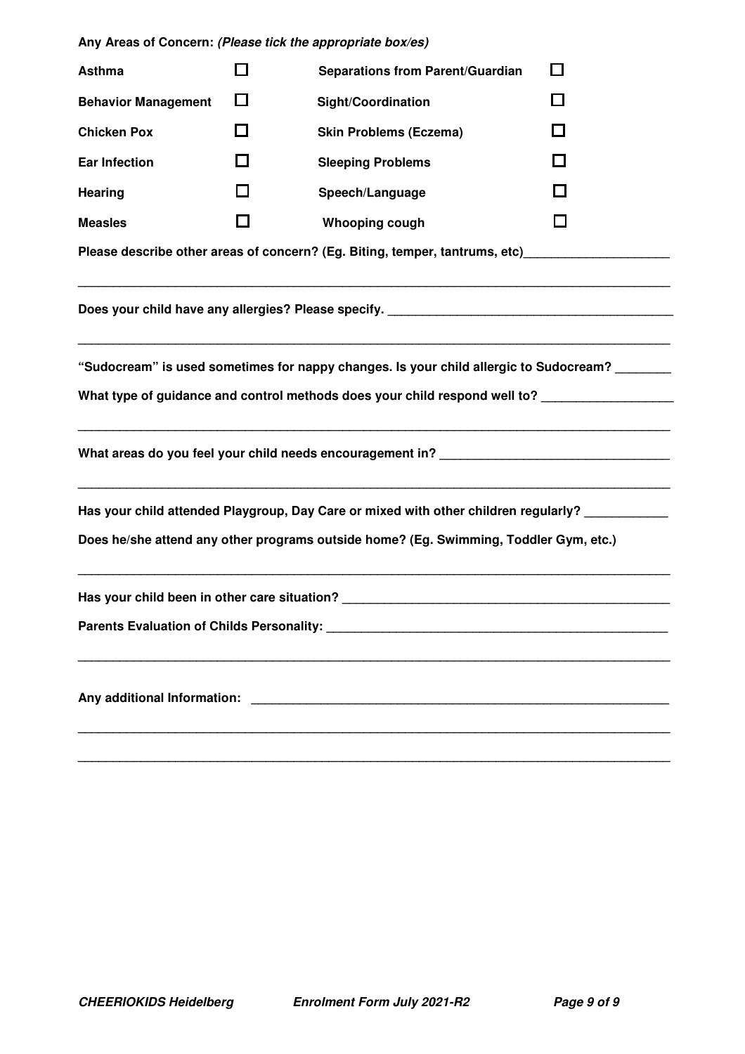**Any Areas of Concern:** ***(Please tick the appropriate box/es)***

| | | | |
|---|---|---|---|
| **Asthma** | ☐ | **Separations from Parent/Guardian** | ☐ |
| **Behavior Management** | ☐ | **Sight/Coordination** | ☐ |
| **Chicken Pox** | ☐ | **Skin Problems (Eczema)** | ☐ |
| **Ear Infection** | ☐ | **Sleeping Problems** | ☐ |
| **Hearing** | ☐ | **Speech/Language** | ☐ |
| **Measles** | ☐ | **Whooping cough** | ☐ |

**Please describe other areas of concern? (Eg. Biting, temper, tantrums, etc)**____________________

_____________________________________________________________________________________

**Does your child have any allergies? Please specify.** ________________________________________

_____________________________________________________________________________________

**"Sudocream" is used sometimes for nappy changes. Is your child allergic to Sudocream?** ________

**What type of guidance and control methods does your child respond well to?** __________________

_____________________________________________________________________________________

**What areas do you feel your child needs encouragement in?** _______________________________

_____________________________________________________________________________________

**Has your child attended Playgroup, Day Care or mixed with other children regularly?** ___________

**Does he/she attend any other programs outside home? (Eg. Swimming, Toddler Gym, etc.)**

_____________________________________________________________________________________

**Has your child been in other care situation?** ______________________________________________

**Parents Evaluation of Childs Personality:** _________________________________________________

_____________________________________________________________________________________

**Any additional Information:** ____________________________________________________________

_____________________________________________________________________________________

_____________________________________________________________________________________